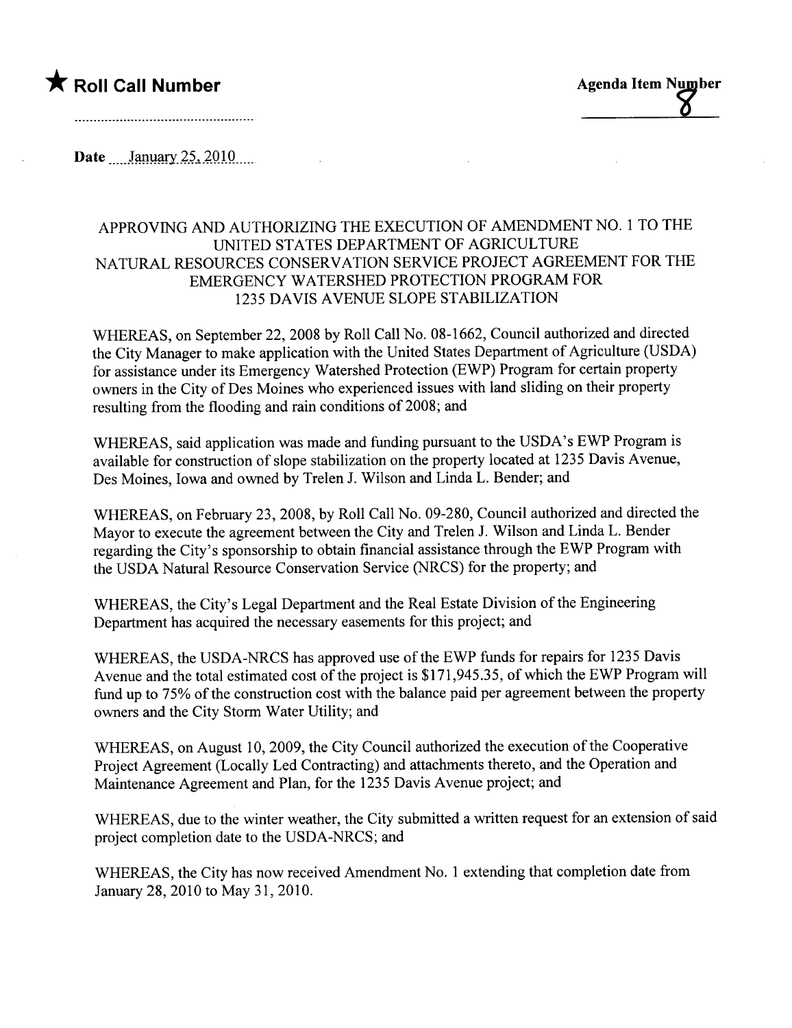★ **Roll Call Number**

..................................................

**Agenda Item Number**

8

Date ....January 25, 2010.....

### APPROVING AND AUTHORIZING THE EXECUTION OF AMENDMENT NO. 1 TO THE UNITED STATES DEPARTMENT OF AGRICULTURE NATURAL RESOURCES CONSERVATION SERVICE PROJECT AGREEMENT FOR THE EMERGENCY WATERSHED PROTECTION PROGRAM FOR 1235 DAVIS AVENUE SLOPE STABILIZATION

WHEREAS, on September 22, 2008 by Roll Call No. 08-1662, Council authorized and directed the City Manager to make application with the United States Department of Agriculture (USDA) for assistance under its Emergency Watershed Protection (EWP) Program for certain property owners in the City of Des Moines who experienced issues with land sliding on their property resulting from the flooding and rain conditions of 2008; and

WHEREAS, said application was made and funding pursuant to the USDA's EWP Program is available for construction of slope stabilization on the property located at 1235 Davis Avenue, Des Moines, Iowa and owned by Trelen J. Wilson and Linda L. Bender; and

WHEREAS, on February 23, 2008, by Roll Call No. 09-280, Council authorized and directed the Mayor to execute the agreement between the City and Trelen J. Wilson and Linda L. Bender regarding the City's sponsorship to obtain financial assistance through the EWP Program with the USDA Natural Resource Conservation Service (NRCS) for the property; and

WHEREAS, the City's Legal Department and the Real Estate Division of the Engineering Department has acquired the necessary easements for this project; and

WHEREAS, the USDA-NRCS has approved use of the EWP funds for repairs for 1235 Davis Avenue and the total estimated cost of the project is $171,945.35, of which the EWP Program will fund up to 75% of the construction cost with the balance paid per agreement between the property owners and the City Storm Water Utility; and

WHEREAS, on August 10, 2009, the City Council authorized the execution of the Cooperative Project Agreement (Locally Led Contracting) and attachments thereto, and the Operation and Maintenance Agreement and Plan, for the 1235 Davis Avenue project; and

WHEREAS, due to the winter weather, the City submitted a written request for an extension of said project completion date to the USDA-NRCS; and

WHEREAS, the City has now received Amendment No. 1 extending that completion date from January 28, 2010 to May 31, 2010.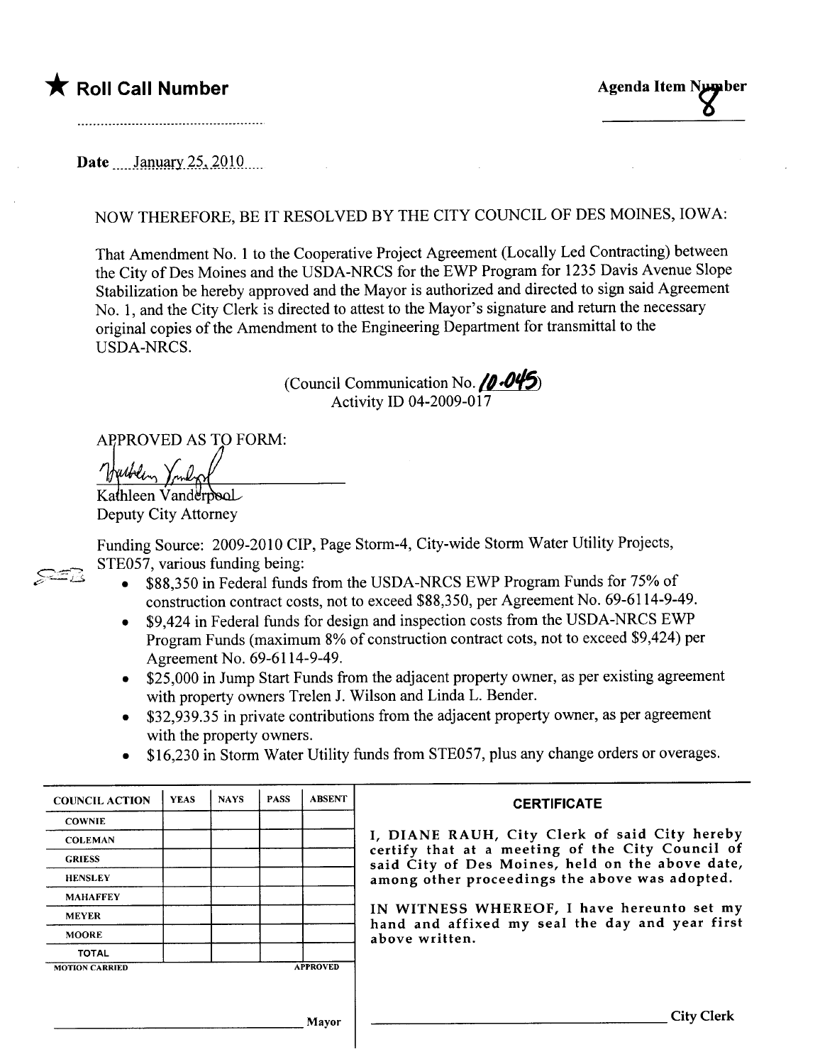★ **Roll Call Number**

..........................................................

**Agenda Item Number**

8

Date ....January 25, 2010....

NOW THEREFORE, BE IT RESOLVED BY THE CITY COUNCIL OF DES MOINES, IOWA:

That Amendment No. 1 to the Cooperative Project Agreement (Locally Led Contracting) between the City of Des Moines and the USDA-NRCS for the EWP Program for 1235 Davis Avenue Slope Stabilization be hereby approved and the Mayor is authorized and directed to sign said Agreement No. 1, and the City Clerk is directed to attest to the Mayor's signature and return the necessary original copies of the Amendment to the Engineering Department for transmittal to the USDA-NRCS.

(Council Communication No. 10-045)
Activity ID 04-2009-017

APPROVED AS TO FORM:

Kathleen Vanderpool
Deputy City Attorney

Funding Source: 2009-2010 CIP, Page Storm-4, City-wide Storm Water Utility Projects, STE057, various funding being:

- $88,350 in Federal funds from the USDA-NRCS EWP Program Funds for 75% of construction contract costs, not to exceed $88,350, per Agreement No. 69-6114-9-49.
- $9,424 in Federal funds for design and inspection costs from the USDA-NRCS EWP Program Funds (maximum 8% of construction contract cots, not to exceed $9,424) per Agreement No. 69-6114-9-49.
- $25,000 in Jump Start Funds from the adjacent property owner, as per existing agreement with property owners Trelen J. Wilson and Linda L. Bender.
- $32,939.35 in private contributions from the adjacent property owner, as per agreement with the property owners.
- $16,230 in Storm Water Utility funds from STE057, plus any change orders or overages.

| COUNCIL ACTION | YEAS | NAYS | PASS | ABSENT |
|---|---|---|---|---|
| COWNIE | | | | |
| COLEMAN | | | | |
| GRIESS | | | | |
| HENSLEY | | | | |
| MAHAFFEY | | | | |
| MEYER | | | | |
| MOORE | | | | |
| TOTAL | | | | |
| MOTION CARRIED | | | | APPROVED |

______________________________ Mayor

**CERTIFICATE**

I, DIANE RAUH, City Clerk of said City hereby certify that at a meeting of the City Council of said City of Des Moines, held on the above date, among other proceedings the above was adopted.

IN WITNESS WHEREOF, I have hereunto set my hand and affixed my seal the day and year first above written.

______________________________ City Clerk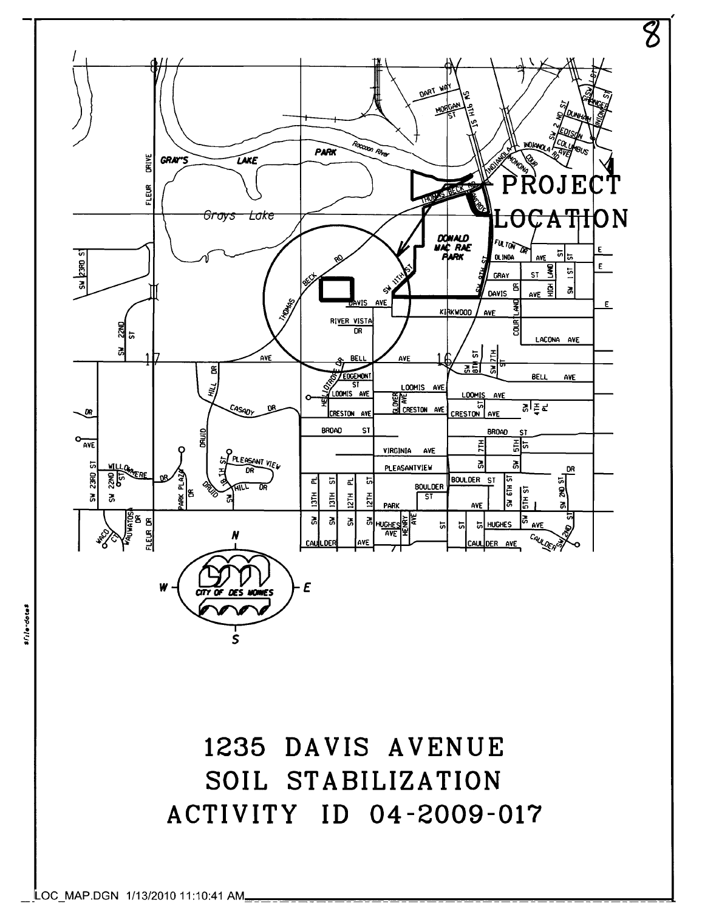PROJECT LOCATION

# 1235 DAVIS AVENUE SOIL STABILIZATION ACTIVITY ID 04-2009-017

LOC_MAP.DGN 1/13/2010 11:10:41 AM